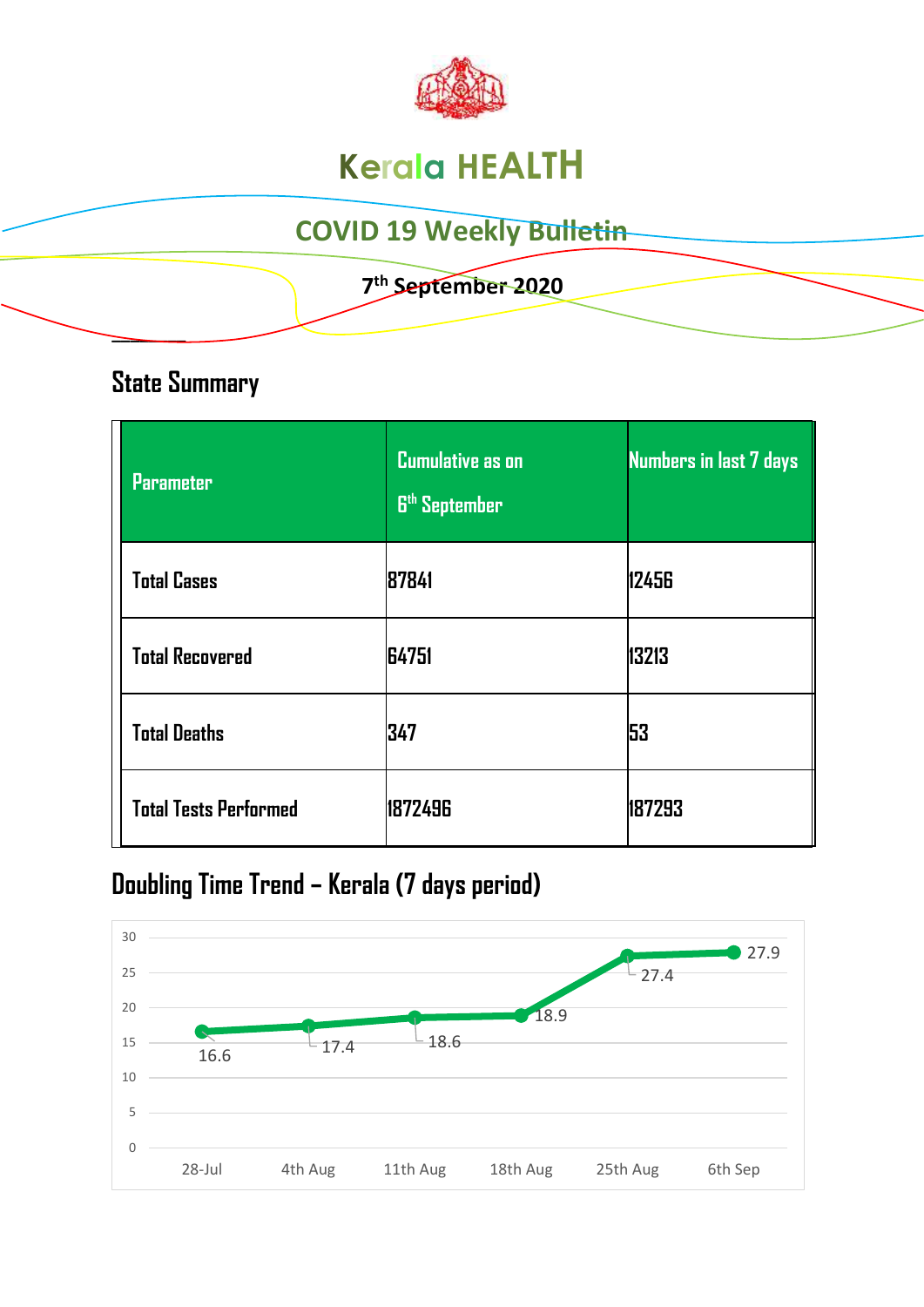# Kerala HEALTH

## COVID 19 Weekly Bulletin

**7th September 2020**

## State Summary

| Parameter | Cumulative as on 6th September | Numbers in last 7 days |
|---|---|---|
| Total Cases | 87841 | 12456 |
| Total Recovered | 64751 | 13213 |
| Total Deaths | 347 | 53 |
| Total Tests Performed | 1872496 | 187293 |

## Doubling Time Trend – Kerala (7 days period)

| Date | Doubling Time |
|---|---|
| 28-Jul | 16.6 |
| 4th Aug | 17.4 |
| 11th Aug | 18.6 |
| 18th Aug | 18.9 |
| 25th Aug | 27.4 |
| 6th Sep | 27.9 |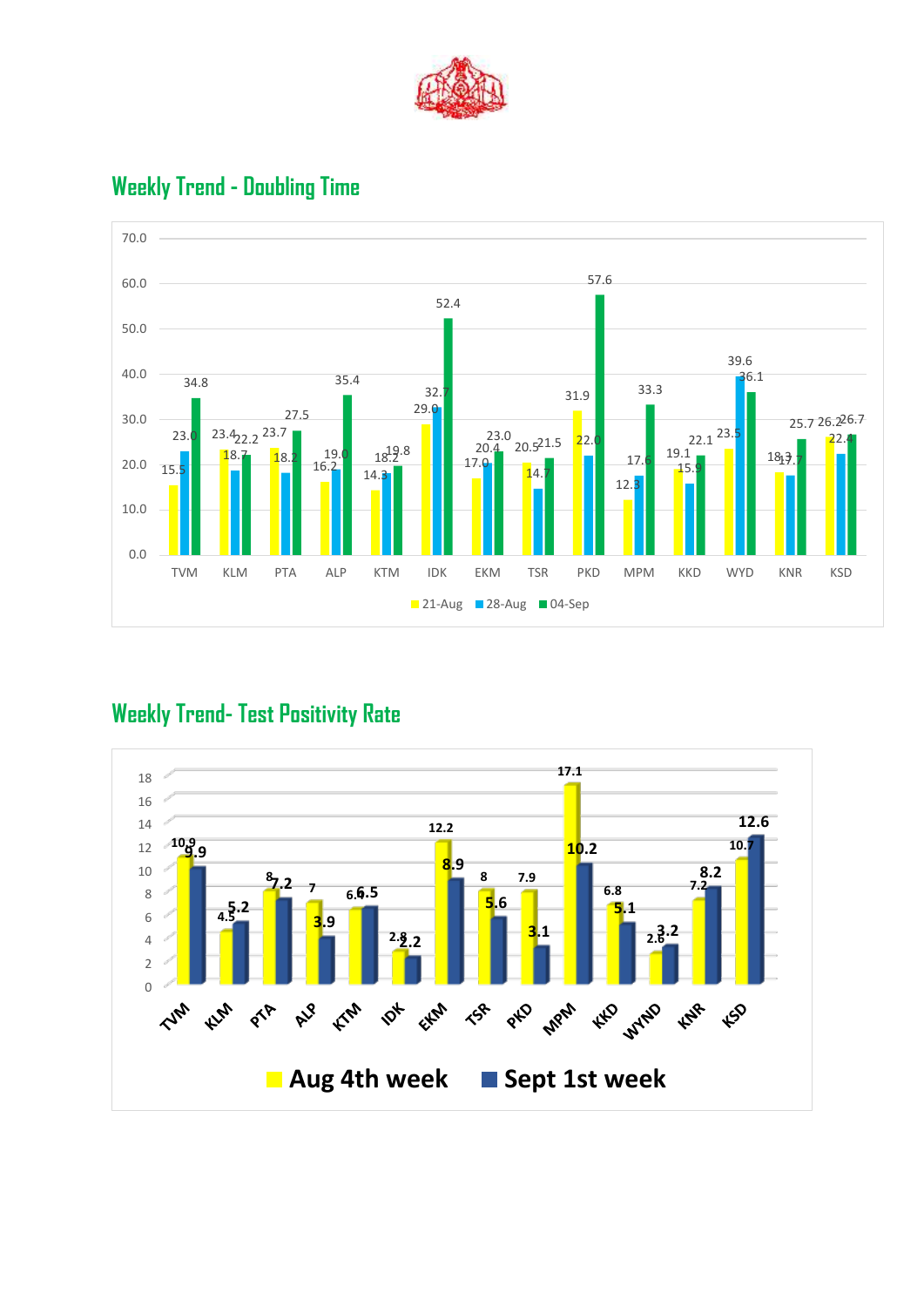## Weekly Trend - Doubling Time

| District | 21-Aug | 28-Aug | 04-Sep |
|---|---|---|---|
| TVM | 15.5 | 23.0 | 34.8 |
| KLM | 23.4 | 18.7 | 22.2 |
| PTA | 23.7 | 18.2 | 27.5 |
| ALP | 16.2 | 19.0 | 35.4 |
| KTM | 14.3 | 18.2 | 19.8 |
| IDK | 29.0 | 32.7 | 52.4 |
| EKM | 17.0 | 20.4 | 23.0 |
| TSR | 20.5 | 14.7 | 21.5 |
| PKD | 31.9 | 22.0 | 57.6 |
| MPM | 12.3 | 17.6 | 33.3 |
| KKD | 19.1 | 15.9 | 22.1 |
| WYD | 23.5 | 39.6 | 36.1 |
| KNR | 18.3 | 17.7 | 25.7 |
| KSD | 26.2 | 22.4 | 26.7 |

## Weekly Trend- Test Positivity Rate

| District | Aug 4th week | Sept 1st week |
|---|---|---|
| TVM | 10.9 | 9.9 |
| KLM | 4.5 | 5.2 |
| PTA | 8 | 7.2 |
| ALP | 7 | 3.9 |
| KTM | 6.4 | 6.5 |
| IDK | 2.8 | 2.2 |
| EKM | 12.2 | 8.9 |
| TSR | 8 | 5.6 |
| PKD | 7.9 | 3.1 |
| MPM | 17.1 | 10.2 |
| KKD | 6.8 | 5.1 |
| WYND | 2.6 | 3.2 |
| KNR | 7.2 | 8.2 |
| KSD | 10.7 | 12.6 |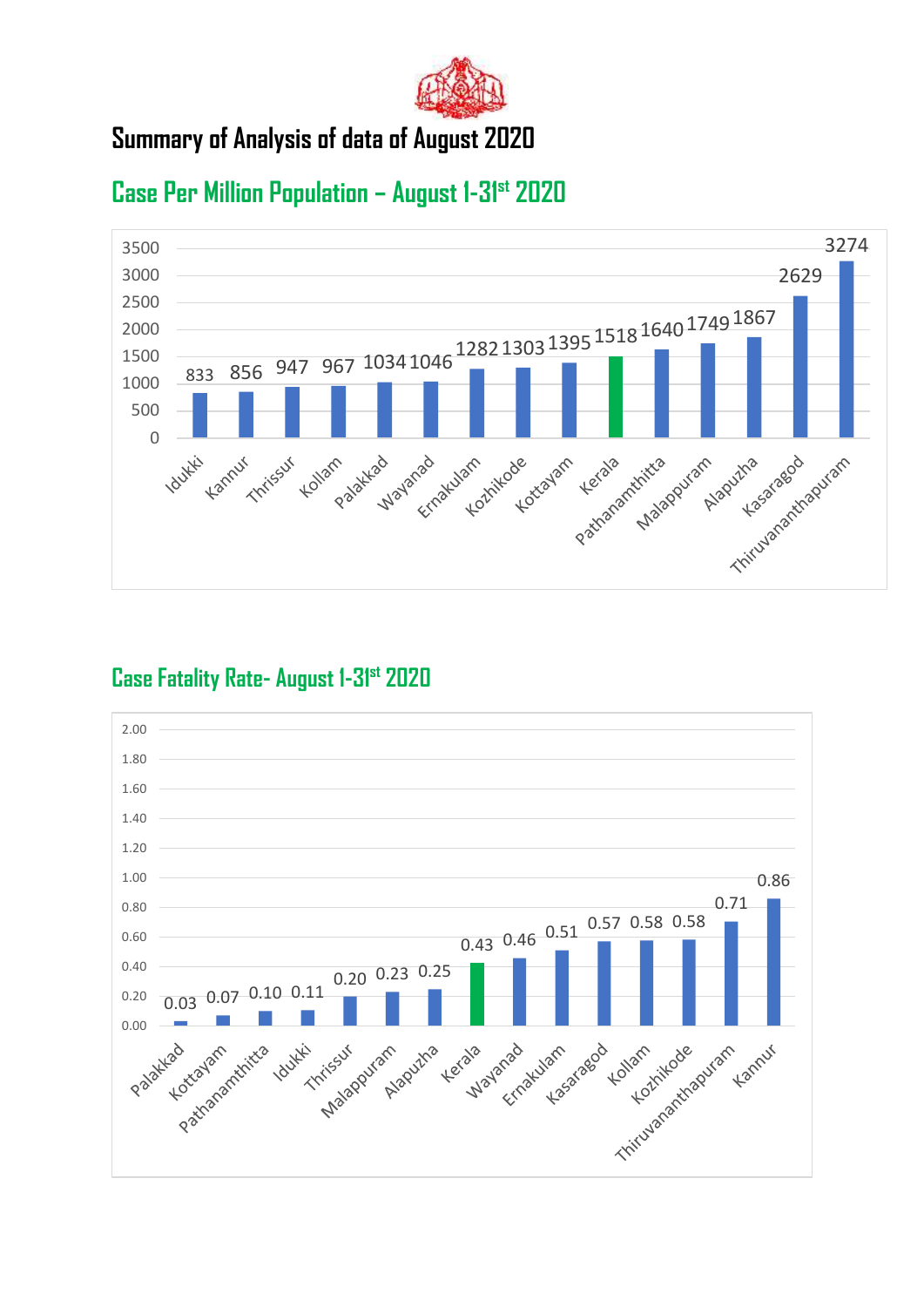# Summary of Analysis of data of August 2020

## Case Per Million Population – August 1-31st 2020

| District | Case Per Million Population |
|---|---|
| Idukki | 833 |
| Kannur | 856 |
| Thrissur | 947 |
| Kollam | 967 |
| Palakkad | 1034 |
| Wayanad | 1046 |
| Ernakulam | 1282 |
| Kozhikode | 1303 |
| Kottayam | 1395 |
| Kerala | 1518 |
| Pathanamthitta | 1640 |
| Malappuram | 1749 |
| Alapuzha | 1867 |
| Kasaragod | 2629 |
| Thiruvananthapuram | 3274 |

## Case Fatality Rate- August 1-31st 2020

| District | Case Fatality Rate |
|---|---|
| Palakkad | 0.03 |
| Kottayam | 0.07 |
| Pathanamthitta | 0.10 |
| Idukki | 0.11 |
| Thrissur | 0.20 |
| Malappuram | 0.23 |
| Alapuzha | 0.25 |
| Kerala | 0.43 |
| Wayanad | 0.46 |
| Ernakulam | 0.51 |
| Kasaragod | 0.57 |
| Kollam | 0.58 |
| Kozhikode | 0.58 |
| Thiruvananthapuram | 0.71 |
| Kannur | 0.86 |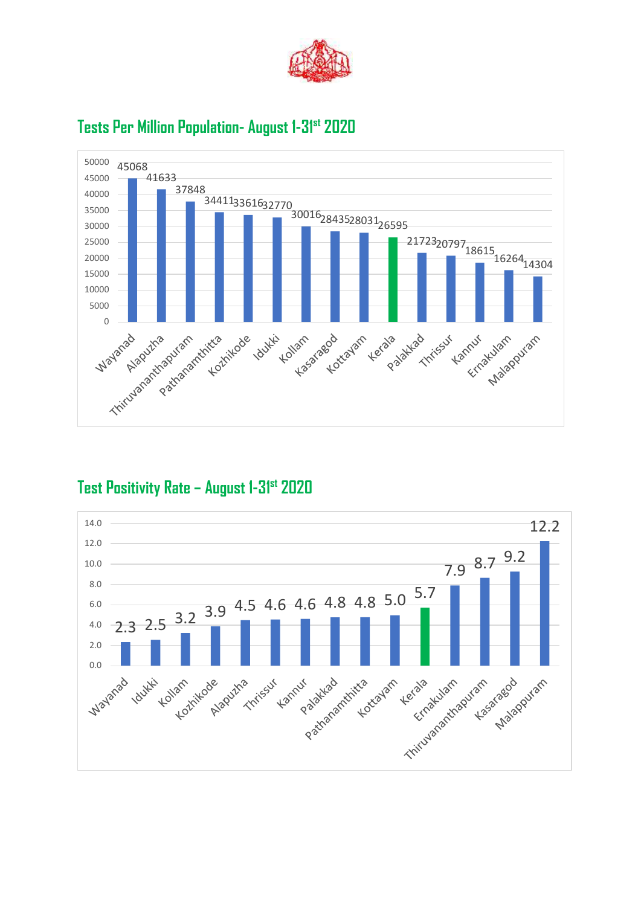## Tests Per Million Population- August 1-31st 2020

| District | Tests Per Million |
|---|---|
| Wayanad | 45068 |
| Alapuzha | 41633 |
| Thiruvananthapuram | 37848 |
| Pathanamthitta | 34411 |
| Kozhikode | 33616 |
| Idukki | 32770 |
| Kollam | 30016 |
| Kasaragod | 28435 |
| Kottayam | 28031 |
| Kerala | 26595 |
| Palakkad | 21723 |
| Thrissur | 20797 |
| Kannur | 18615 |
| Ernakulam | 16264 |
| Malappuram | 14304 |

## Test Positivity Rate – August 1-31st 2020

| District | Test Positivity Rate |
|---|---|
| Wayanad | 2.3 |
| Idukki | 2.5 |
| Kollam | 3.2 |
| Kozhikode | 3.9 |
| Alapuzha | 4.5 |
| Thrissur | 4.6 |
| Kannur | 4.6 |
| Palakkad | 4.8 |
| Pathanamthitta | 4.8 |
| Kottayam | 5.0 |
| Kerala | 5.7 |
| Ernakulam | 7.9 |
| Thiruvananthapuram | 8.7 |
| Kasaragod | 9.2 |
| Malappuram | 12.2 |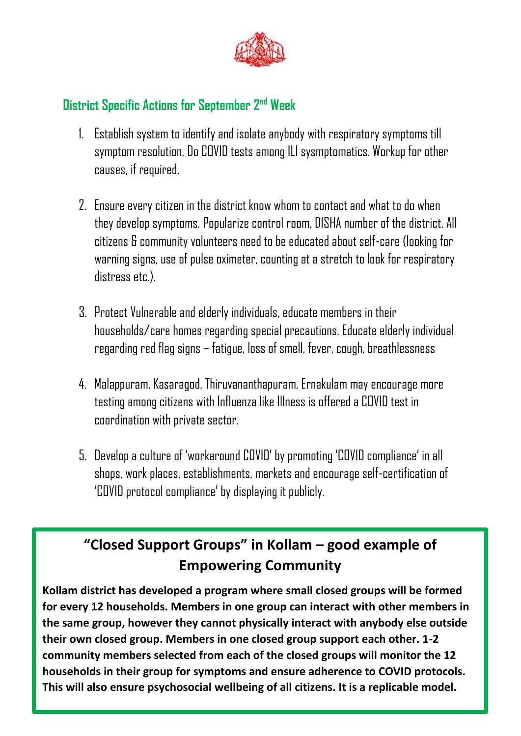## District Specific Actions for September 2nd Week

1. Establish system to identify and isolate anybody with respiratory symptoms till symptom resolution. Do COVID tests among ILI sysmptomatics. Workup for other causes, if required.

2. Ensure every citizen in the district know whom to contact and what to do when they develop symptoms. Popularize control room, DISHA number of the district. All citizens & community volunteers need to be educated about self-care (looking for warning signs, use of pulse oximeter, counting at a stretch to look for respiratory distress etc.).

3. Protect Vulnerable and elderly individuals, educate members in their households/care homes regarding special precautions. Educate elderly individual regarding red flag signs – fatigue, loss of smell, fever, cough, breathlessness

4. Malappuram, Kasaragod, Thiruvananthapuram, Ernakulam may encourage more testing among citizens with Influenza like Illness is offered a COVID test in coordination with private sector.

5. Develop a culture of 'workaround COVID' by promoting 'COVID compliance' in all shops, work places, establishments, markets and encourage self-certification of 'COVID protocol compliance' by displaying it publicly.

### "Closed Support Groups" in Kollam – good example of Empowering Community

**Kollam district has developed a program where small closed groups will be formed for every 12 households. Members in one group can interact with other members in the same group, however they cannot physically interact with anybody else outside their own closed group. Members in one closed group support each other. 1-2 community members selected from each of the closed groups will monitor the 12 households in their group for symptoms and ensure adherence to COVID protocols. This will also ensure psychosocial wellbeing of all citizens. It is a replicable model.**